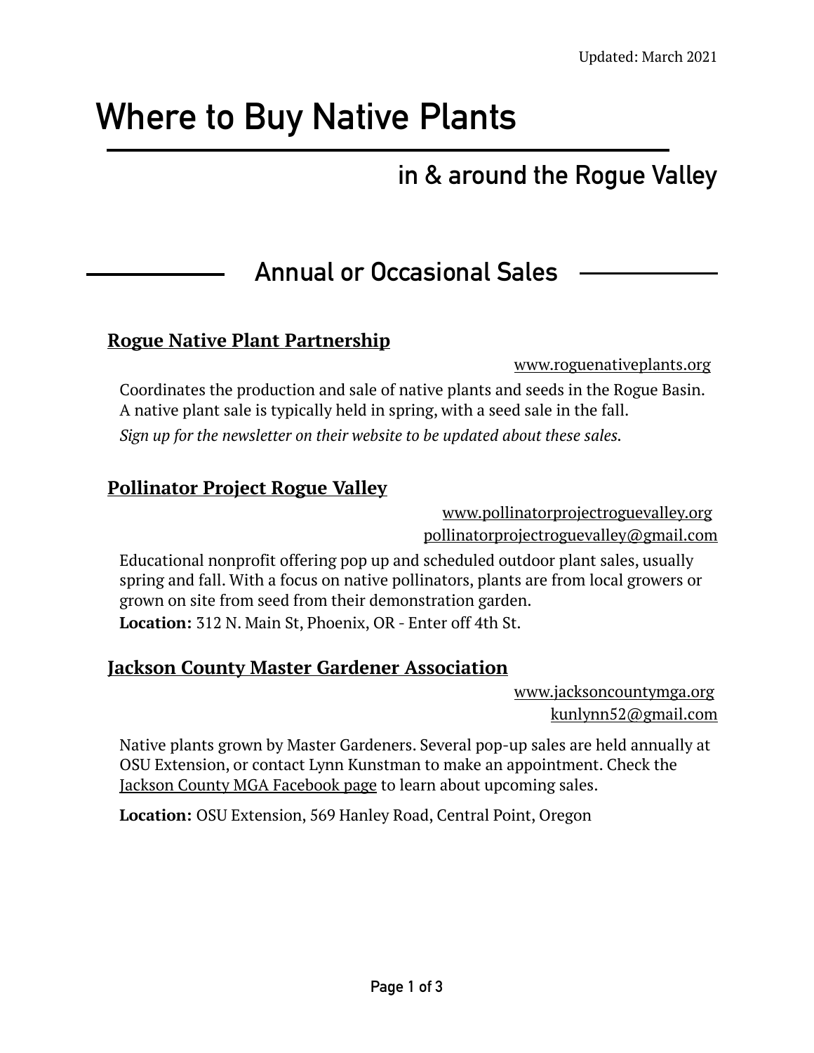Updated: March 2021

# Where to Buy Native Plants

## in & around the Rogue Valley

## Annual or Occasional Sales

### Rogue Native Plant Partnership

www.roguenativeplants.org

Coordinates the production and sale of native plants and seeds in the Rogue Basin. A native plant sale is typically held in spring, with a seed sale in the fall.

*Sign up for the newsletter on their website to be updated about these sales.*

### Pollinator Project Rogue Valley

www.pollinatorprojectroguevalley.org
pollinatorprojectroguevalley@gmail.com

Educational nonprofit offering pop up and scheduled outdoor plant sales, usually spring and fall. With a focus on native pollinators, plants are from local growers or grown on site from seed from their demonstration garden.

**Location:** 312 N. Main St, Phoenix, OR - Enter off 4th St.

### Jackson County Master Gardener Association

www.jacksoncountymga.org
kunlynn52@gmail.com

Native plants grown by Master Gardeners. Several pop-up sales are held annually at OSU Extension, or contact Lynn Kunstman to make an appointment. Check the Jackson County MGA Facebook page to learn about upcoming sales.

**Location:** OSU Extension, 569 Hanley Road, Central Point, Oregon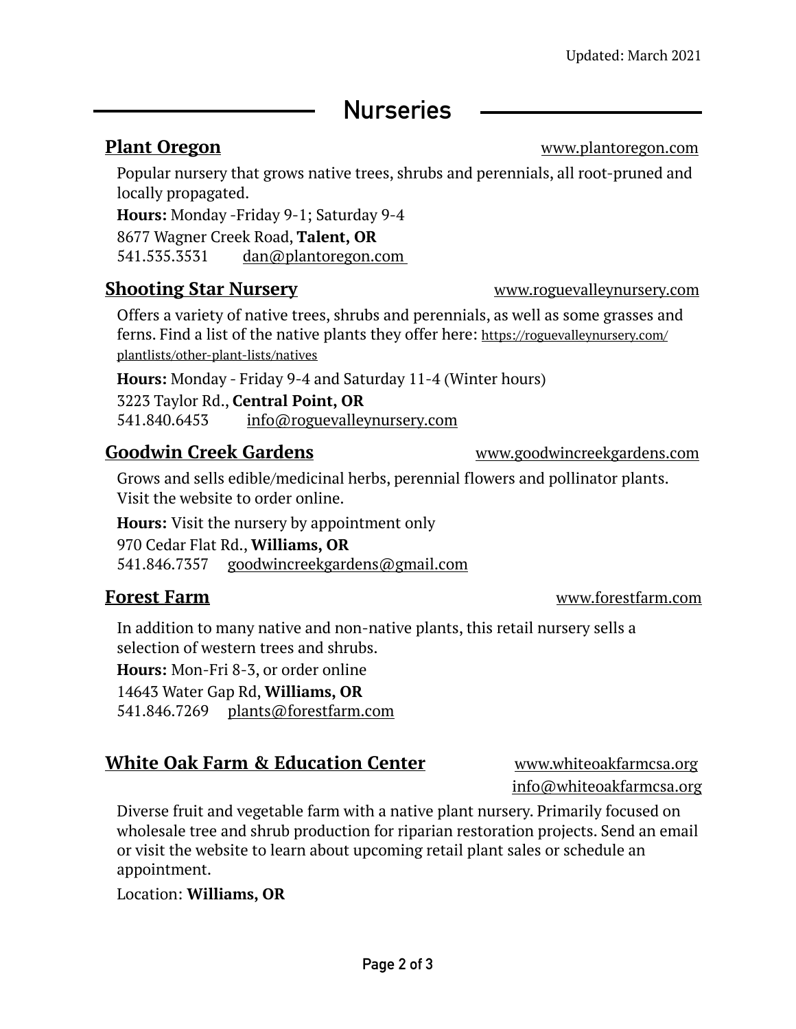Updated: March 2021

# Nurseries

## Plant Oregon

www.plantoregon.com

Popular nursery that grows native trees, shrubs and perennials, all root-pruned and locally propagated.

**Hours:** Monday -Friday 9-1; Saturday 9-4

8677 Wagner Creek Road, **Talent, OR**
541.535.3531 dan@plantoregon.com

## Shooting Star Nursery

www.roguevalleynursery.com

Offers a variety of native trees, shrubs and perennials, as well as some grasses and ferns. Find a list of the native plants they offer here: https://roguevalleynursery.com/plantlists/other-plant-lists/natives

**Hours:** Monday - Friday 9-4 and Saturday 11-4 (Winter hours)

3223 Taylor Rd., **Central Point, OR**
541.840.6453 info@roguevalleynursery.com

## Goodwin Creek Gardens

www.goodwincreekgardens.com

Grows and sells edible/medicinal herbs, perennial flowers and pollinator plants. Visit the website to order online.

**Hours:** Visit the nursery by appointment only

970 Cedar Flat Rd., **Williams, OR**
541.846.7357 goodwincreekgardens@gmail.com

## Forest Farm

www.forestfarm.com

In addition to many native and non-native plants, this retail nursery sells a selection of western trees and shrubs.

**Hours:** Mon-Fri 8-3, or order online

14643 Water Gap Rd, **Williams, OR**
541.846.7269 plants@forestfarm.com

## White Oak Farm & Education Center

www.whiteoakfarmcsa.org
info@whiteoakfarmcsa.org

Diverse fruit and vegetable farm with a native plant nursery. Primarily focused on wholesale tree and shrub production for riparian restoration projects. Send an email or visit the website to learn about upcoming retail plant sales or schedule an appointment.

Location: **Williams, OR**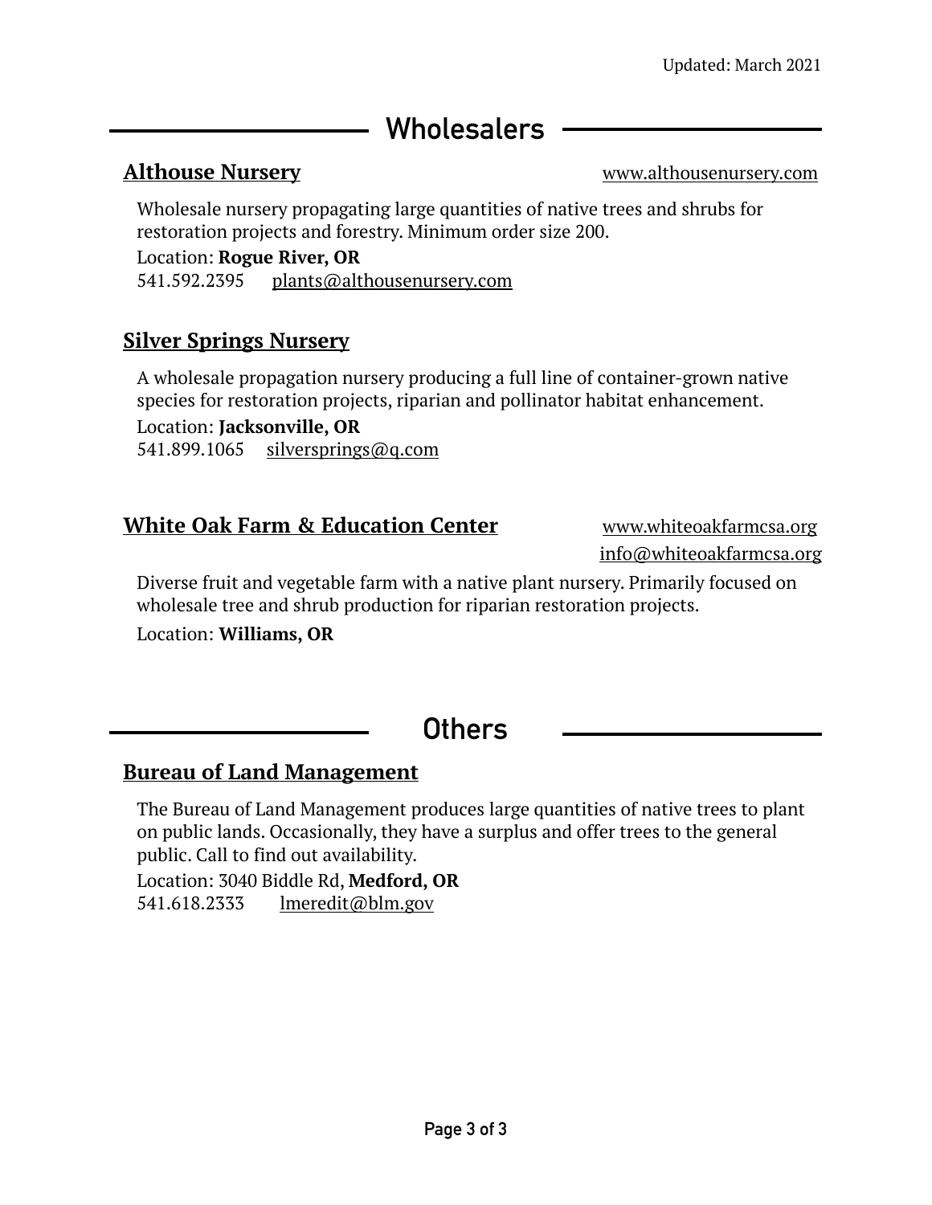Updated: March 2021

## Wholesalers

### Althouse Nursery

www.althousenursery.com

Wholesale nursery propagating large quantities of native trees and shrubs for restoration projects and forestry. Minimum order size 200.

Location: **Rogue River, OR**
541.592.2395 plants@althousenursery.com

### Silver Springs Nursery

A wholesale propagation nursery producing a full line of container-grown native species for restoration projects, riparian and pollinator habitat enhancement.

Location: **Jacksonville, OR**
541.899.1065 silversprings@q.com

### White Oak Farm & Education Center

www.whiteoakfarmcsa.org
info@whiteoakfarmcsa.org

Diverse fruit and vegetable farm with a native plant nursery. Primarily focused on wholesale tree and shrub production for riparian restoration projects.

Location: **Williams, OR**

## Others

### Bureau of Land Management

The Bureau of Land Management produces large quantities of native trees to plant on public lands. Occasionally, they have a surplus and offer trees to the general public. Call to find out availability.

Location: 3040 Biddle Rd, **Medford, OR**
541.618.2333 lmeredit@blm.gov